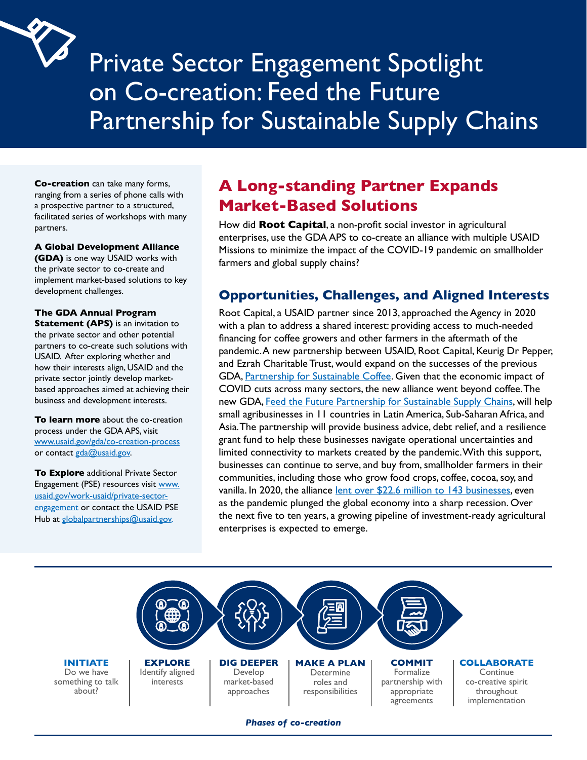# Private Sector Engagement Spotlight on Co-creation: Feed the Future Partnership for Sustainable Supply Chains

**Co-creation** can take many forms, ranging from a series of phone calls with a prospective partner to a structured, facilitated series of workshops with many partners.

**A Global Development Alliance (GDA)** is one way USAID works with the private sector to co-create and implement market-based solutions to key development challenges.

**The GDA Annual Program Statement (APS)** is an invitation to the private sector and other potential partners to co-create such solutions with USAID. After exploring whether and how their interests align, USAID and the private sector jointly develop market-based approaches aimed at achieving their business and development interests.

**To learn more** about the co-creation process under the GDA APS, visit www.usaid.gov/gda/co-creation-process or contact gda@usaid.gov.

**To Explore** additional Private Sector Engagement (PSE) resources visit www.usaid.gov/work-usaid/private-sector-engagement or contact the USAID PSE Hub at globalpartnerships@usaid.gov.

## A Long-standing Partner Expands Market-Based Solutions

How did **Root Capital**, a non-profit social investor in agricultural enterprises, use the GDA APS to co-create an alliance with multiple USAID Missions to minimize the impact of the COVID-19 pandemic on smallholder farmers and global supply chains?

## Opportunities, Challenges, and Aligned Interests

Root Capital, a USAID partner since 2013, approached the Agency in 2020 with a plan to address a shared interest: providing access to much-needed financing for coffee growers and other farmers in the aftermath of the pandemic. A new partnership between USAID, Root Capital, Keurig Dr Pepper, and Ezrah Charitable Trust, would expand on the successes of the previous GDA, Partnership for Sustainable Coffee. Given that the economic impact of COVID cuts across many sectors, the new alliance went beyond coffee. The new GDA, Feed the Future Partnership for Sustainable Supply Chains, will help small agribusinesses in 11 countries in Latin America, Sub-Saharan Africa, and Asia. The partnership will provide business advice, debt relief, and a resilience grant fund to help these businesses navigate operational uncertainties and limited connectivity to markets created by the pandemic. With this support, businesses can continue to serve, and buy from, smallholder farmers in their communities, including those who grow food crops, coffee, cocoa, soy, and vanilla. In 2020, the alliance lent over $22.6 million to 143 businesses, even as the pandemic plunged the global economy into a sharp recession. Over the next five to ten years, a growing pipeline of investment-ready agricultural enterprises is expected to emerge.

**INITIATE** Do we have something to talk about?

**EXPLORE** Identify aligned interests

**DIG DEEPER** Develop market-based approaches

**MAKE A PLAN** Determine roles and responsibilities

**COMMIT** Formalize partnership with appropriate agreements

**COLLABORATE** Continue co-creative spirit throughout implementation

***Phases of co-creation***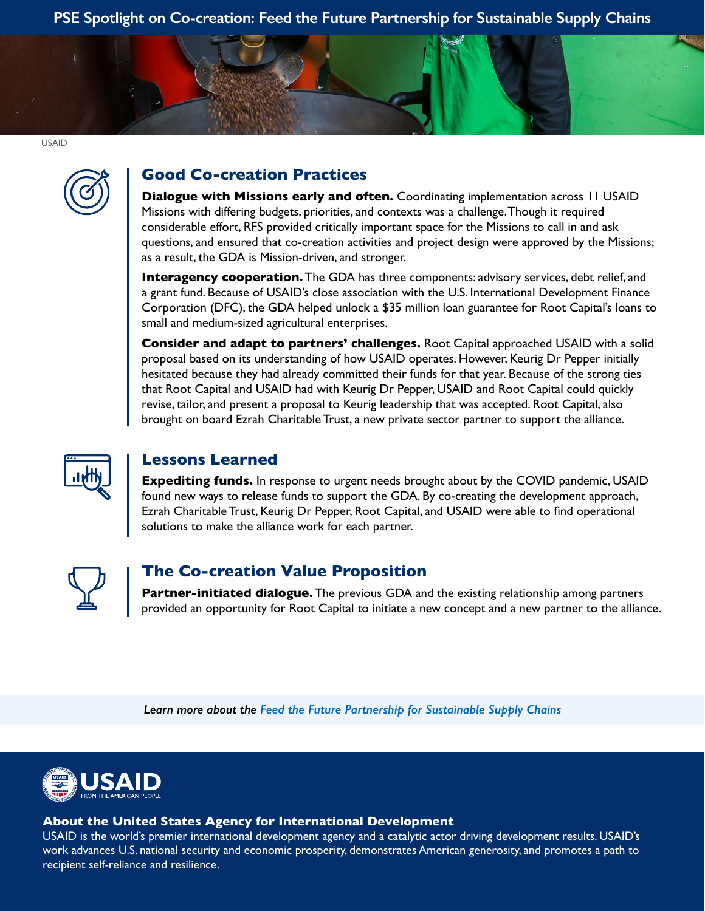USAID

## Good Co-creation Practices

**Dialogue with Missions early and often.** Coordinating implementation across 11 USAID Missions with differing budgets, priorities, and contexts was a challenge. Though it required considerable effort, RFS provided critically important space for the Missions to call in and ask questions, and ensured that co-creation activities and project design were approved by the Missions; as a result, the GDA is Mission-driven, and stronger.

**Interagency cooperation.** The GDA has three components: advisory services, debt relief, and a grant fund. Because of USAID's close association with the U.S. International Development Finance Corporation (DFC), the GDA helped unlock a $35 million loan guarantee for Root Capital's loans to small and medium-sized agricultural enterprises.

**Consider and adapt to partners' challenges.** Root Capital approached USAID with a solid proposal based on its understanding of how USAID operates. However, Keurig Dr Pepper initially hesitated because they had already committed their funds for that year. Because of the strong ties that Root Capital and USAID had with Keurig Dr Pepper, USAID and Root Capital could quickly revise, tailor, and present a proposal to Keurig leadership that was accepted. Root Capital, also brought on board Ezrah Charitable Trust, a new private sector partner to support the alliance.

## Lessons Learned

**Expediting funds.** In response to urgent needs brought about by the COVID pandemic, USAID found new ways to release funds to support the GDA. By co-creating the development approach, Ezrah Charitable Trust, Keurig Dr Pepper, Root Capital, and USAID were able to find operational solutions to make the alliance work for each partner.

## The Co-creation Value Proposition

**Partner-initiated dialogue.** The previous GDA and the existing relationship among partners provided an opportunity for Root Capital to initiate a new concept and a new partner to the alliance.

*Learn more about the [Feed the Future Partnership for Sustainable Supply Chains]*

USAID FROM THE AMERICAN PEOPLE

### About the United States Agency for International Development

USAID is the world's premier international development agency and a catalytic actor driving development results. USAID's work advances U.S. national security and economic prosperity, demonstrates American generosity, and promotes a path to recipient self-reliance and resilience.